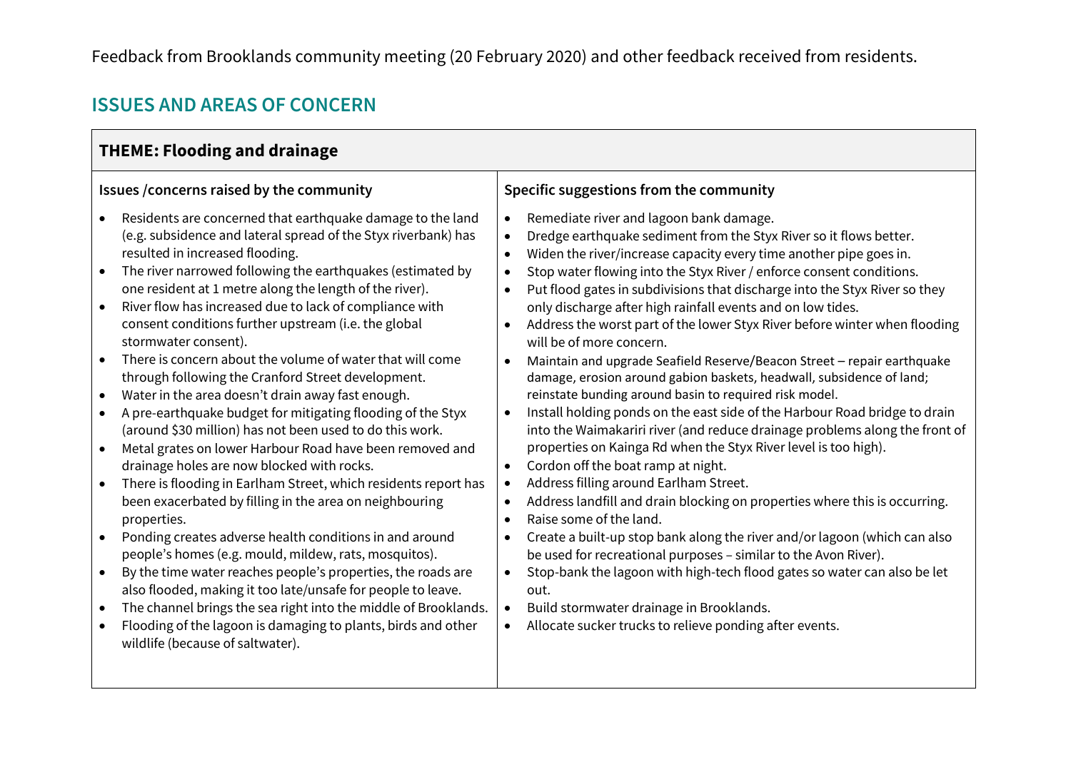Feedback from Brooklands community meeting (20 February 2020) and other feedback received from residents.

## ISSUES AND AREAS OF CONCERN

### THEME: Flooding and drainage

| Issues /concerns raised by the community | Specific suggestions from the community |
|---|---|
| • Residents are concerned that earthquake damage to the land (e.g. subsidence and lateral spread of the Styx riverbank) has resulted in increased flooding.<br>• The river narrowed following the earthquakes (estimated by one resident at 1 metre along the length of the river).<br>• River flow has increased due to lack of compliance with consent conditions further upstream (i.e. the global stormwater consent).<br>• There is concern about the volume of water that will come through following the Cranford Street development.<br>• Water in the area doesn't drain away fast enough.<br>• A pre-earthquake budget for mitigating flooding of the Styx (around $30 million) has not been used to do this work.<br>• Metal grates on lower Harbour Road have been removed and drainage holes are now blocked with rocks.<br>• There is flooding in Earlham Street, which residents report has been exacerbated by filling in the area on neighbouring properties.<br>• Ponding creates adverse health conditions in and around people's homes (e.g. mould, mildew, rats, mosquitos).<br>• By the time water reaches people's properties, the roads are also flooded, making it too late/unsafe for people to leave.<br>• The channel brings the sea right into the middle of Brooklands.<br>• Flooding of the lagoon is damaging to plants, birds and other wildlife (because of saltwater). | • Remediate river and lagoon bank damage.<br>• Dredge earthquake sediment from the Styx River so it flows better.<br>• Widen the river/increase capacity every time another pipe goes in.<br>• Stop water flowing into the Styx River / enforce consent conditions.<br>• Put flood gates in subdivisions that discharge into the Styx River so they only discharge after high rainfall events and on low tides.<br>• Address the worst part of the lower Styx River before winter when flooding will be of more concern.<br>• Maintain and upgrade Seafield Reserve/Beacon Street – repair earthquake damage, erosion around gabion baskets, headwall, subsidence of land; reinstate bunding around basin to required risk model.<br>• Install holding ponds on the east side of the Harbour Road bridge to drain into the Waimakariri river (and reduce drainage problems along the front of properties on Kainga Rd when the Styx River level is too high).<br>• Cordon off the boat ramp at night.<br>• Address filling around Earlham Street.<br>• Address landfill and drain blocking on properties where this is occurring.<br>• Raise some of the land.<br>• Create a built-up stop bank along the river and/or lagoon (which can also be used for recreational purposes – similar to the Avon River).<br>• Stop-bank the lagoon with high-tech flood gates so water can also be let out.<br>• Build stormwater drainage in Brooklands.<br>• Allocate sucker trucks to relieve ponding after events. |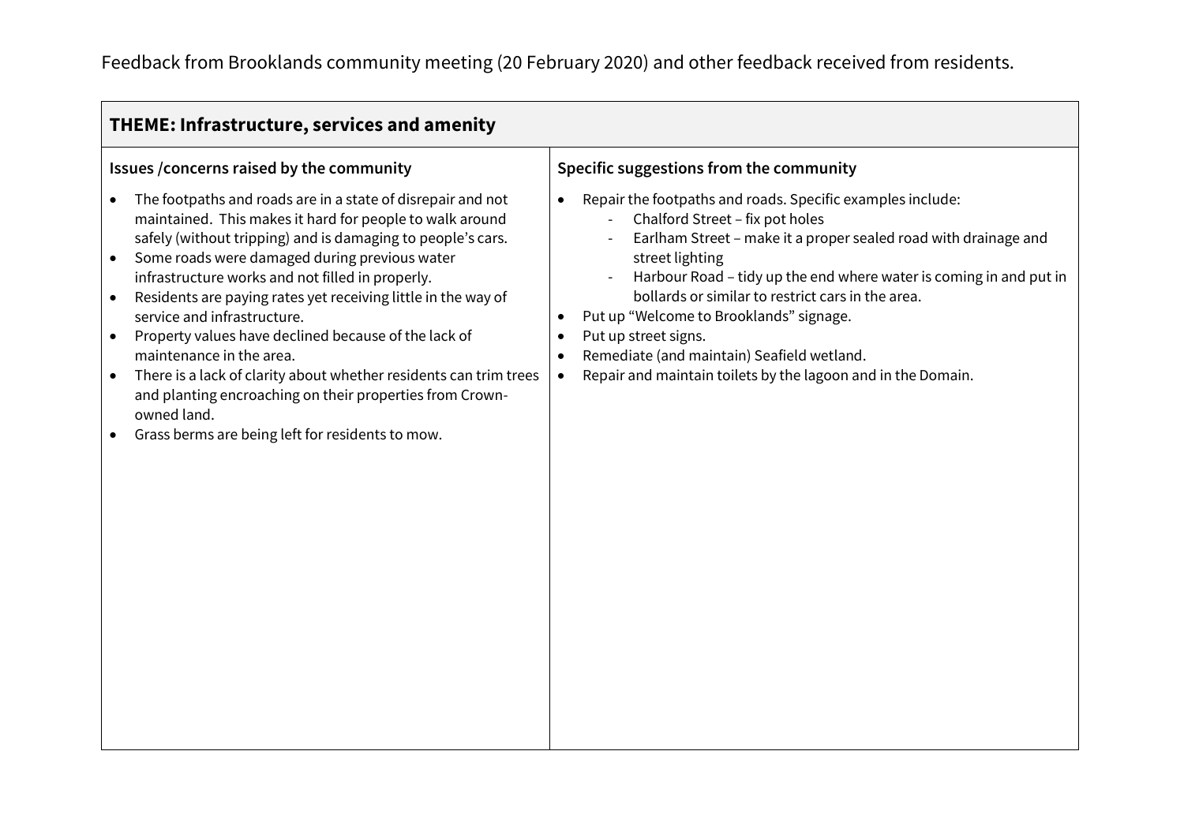Feedback from Brooklands community meeting (20 February 2020) and other feedback received from residents.

## THEME: Infrastructure, services and amenity

| Issues /concerns raised by the community | Specific suggestions from the community |
|---|---|
| • The footpaths and roads are in a state of disrepair and not maintained. This makes it hard for people to walk around safely (without tripping) and is damaging to people's cars.<br>• Some roads were damaged during previous water infrastructure works and not filled in properly.<br>• Residents are paying rates yet receiving little in the way of service and infrastructure.<br>• Property values have declined because of the lack of maintenance in the area.<br>• There is a lack of clarity about whether residents can trim trees and planting encroaching on their properties from Crown-owned land.<br>• Grass berms are being left for residents to mow. | • Repair the footpaths and roads. Specific examples include:<br>&nbsp;&nbsp;- Chalford Street – fix pot holes<br>&nbsp;&nbsp;- Earlham Street – make it a proper sealed road with drainage and street lighting<br>&nbsp;&nbsp;- Harbour Road – tidy up the end where water is coming in and put in bollards or similar to restrict cars in the area.<br>• Put up "Welcome to Brooklands" signage.<br>• Put up street signs.<br>• Remediate (and maintain) Seafield wetland.<br>• Repair and maintain toilets by the lagoon and in the Domain. |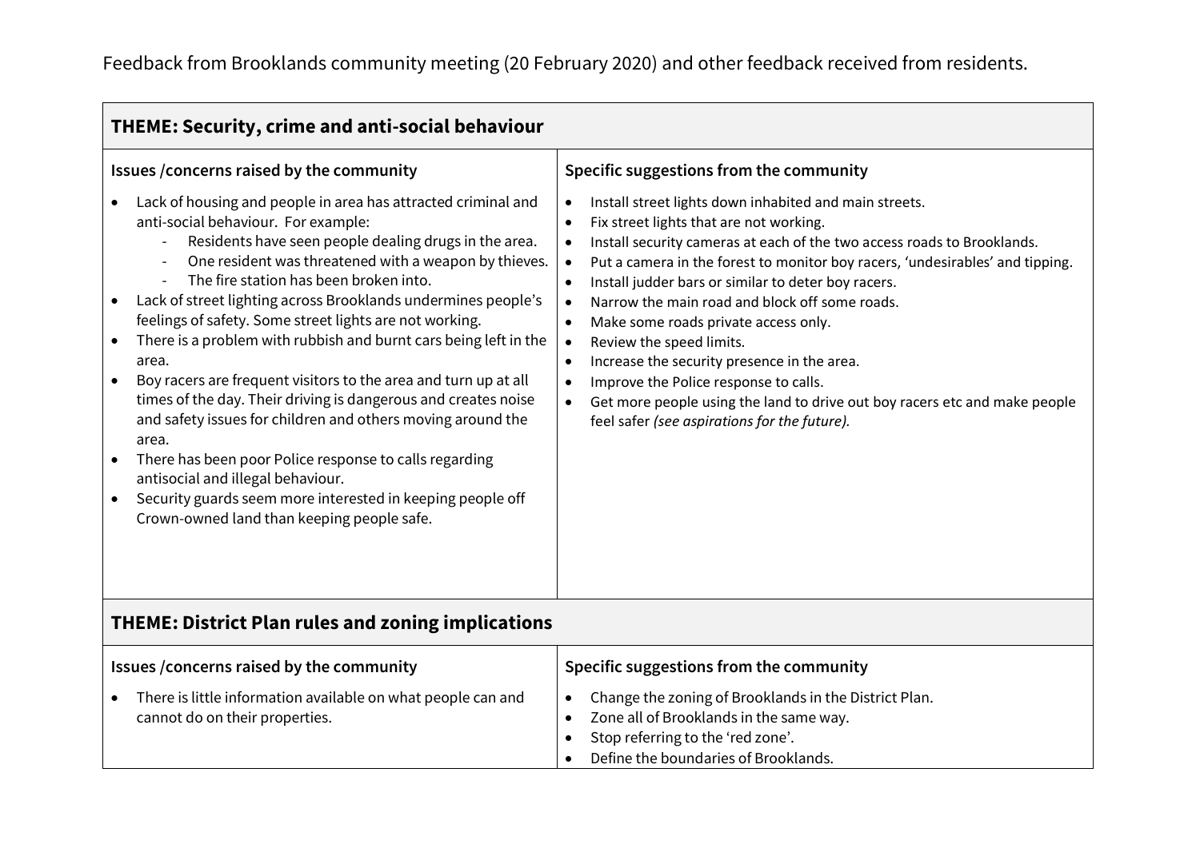Feedback from Brooklands community meeting (20 February 2020) and other feedback received from residents.

## THEME: Security, crime and anti-social behaviour

| Issues /concerns raised by the community | Specific suggestions from the community |
|---|---|
| • Lack of housing and people in area has attracted criminal and anti-social behaviour. For example:<br>&nbsp;&nbsp;- Residents have seen people dealing drugs in the area.<br>&nbsp;&nbsp;- One resident was threatened with a weapon by thieves.<br>&nbsp;&nbsp;- The fire station has been broken into.<br>• Lack of street lighting across Brooklands undermines people's feelings of safety. Some street lights are not working.<br>• There is a problem with rubbish and burnt cars being left in the area.<br>• Boy racers are frequent visitors to the area and turn up at all times of the day. Their driving is dangerous and creates noise and safety issues for children and others moving around the area.<br>• There has been poor Police response to calls regarding antisocial and illegal behaviour.<br>• Security guards seem more interested in keeping people off Crown-owned land than keeping people safe. | • Install street lights down inhabited and main streets.<br>• Fix street lights that are not working.<br>• Install security cameras at each of the two access roads to Brooklands.<br>• Put a camera in the forest to monitor boy racers, 'undesirables' and tipping.<br>• Install judder bars or similar to deter boy racers.<br>• Narrow the main road and block off some roads.<br>• Make some roads private access only.<br>• Review the speed limits.<br>• Increase the security presence in the area.<br>• Improve the Police response to calls.<br>• Get more people using the land to drive out boy racers etc and make people feel safer *(see aspirations for the future).* |

## THEME: District Plan rules and zoning implications

| Issues /concerns raised by the community | Specific suggestions from the community |
|---|---|
| • There is little information available on what people can and cannot do on their properties. | • Change the zoning of Brooklands in the District Plan.<br>• Zone all of Brooklands in the same way.<br>• Stop referring to the 'red zone'.<br>• Define the boundaries of Brooklands. |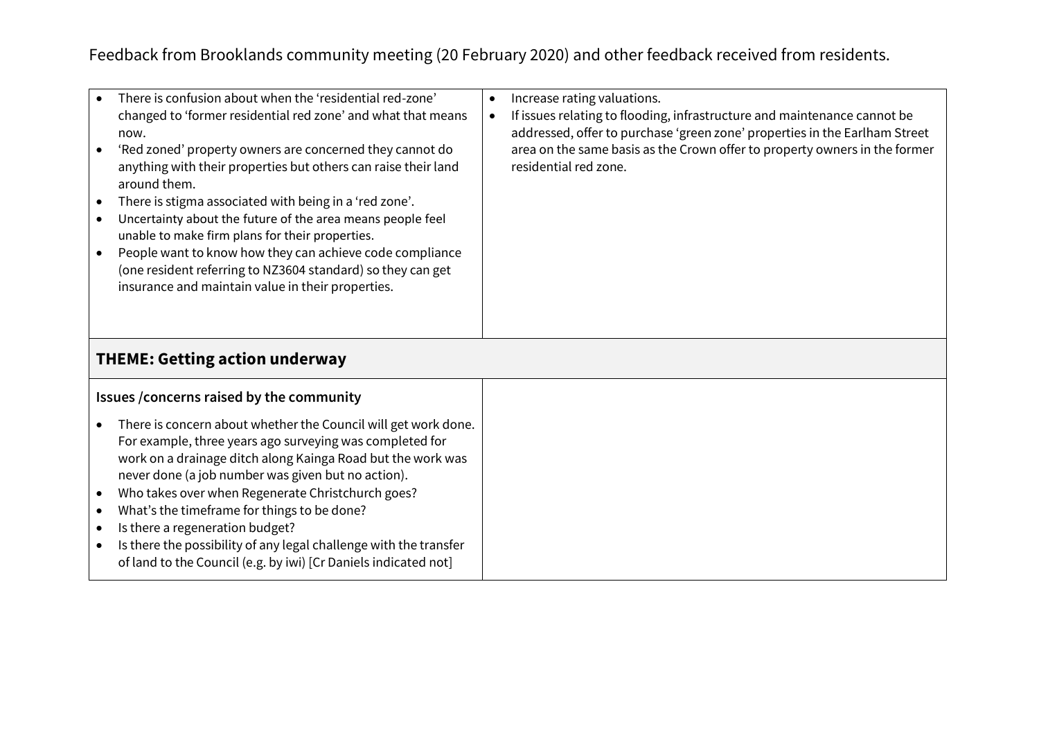Feedback from Brooklands community meeting (20 February 2020) and other feedback received from residents.

| | |
|---|---|
| • There is confusion about when the 'residential red-zone' changed to 'former residential red zone' and what that means now.<br>• 'Red zoned' property owners are concerned they cannot do anything with their properties but others can raise their land around them.<br>• There is stigma associated with being in a 'red zone'.<br>• Uncertainty about the future of the area means people feel unable to make firm plans for their properties.<br>• People want to know how they can achieve code compliance (one resident referring to NZ3604 standard) so they can get insurance and maintain value in their properties. | • Increase rating valuations.<br>• If issues relating to flooding, infrastructure and maintenance cannot be addressed, offer to purchase 'green zone' properties in the Earlham Street area on the same basis as the Crown offer to property owners in the former residential red zone. |
| **THEME: Getting action underway** | |
| **Issues /concerns raised by the community**<br><br>• There is concern about whether the Council will get work done. For example, three years ago surveying was completed for work on a drainage ditch along Kainga Road but the work was never done (a job number was given but no action).<br>• Who takes over when Regenerate Christchurch goes?<br>• What's the timeframe for things to be done?<br>• Is there a regeneration budget?<br>• Is there the possibility of any legal challenge with the transfer of land to the Council (e.g. by iwi) [Cr Daniels indicated not] | |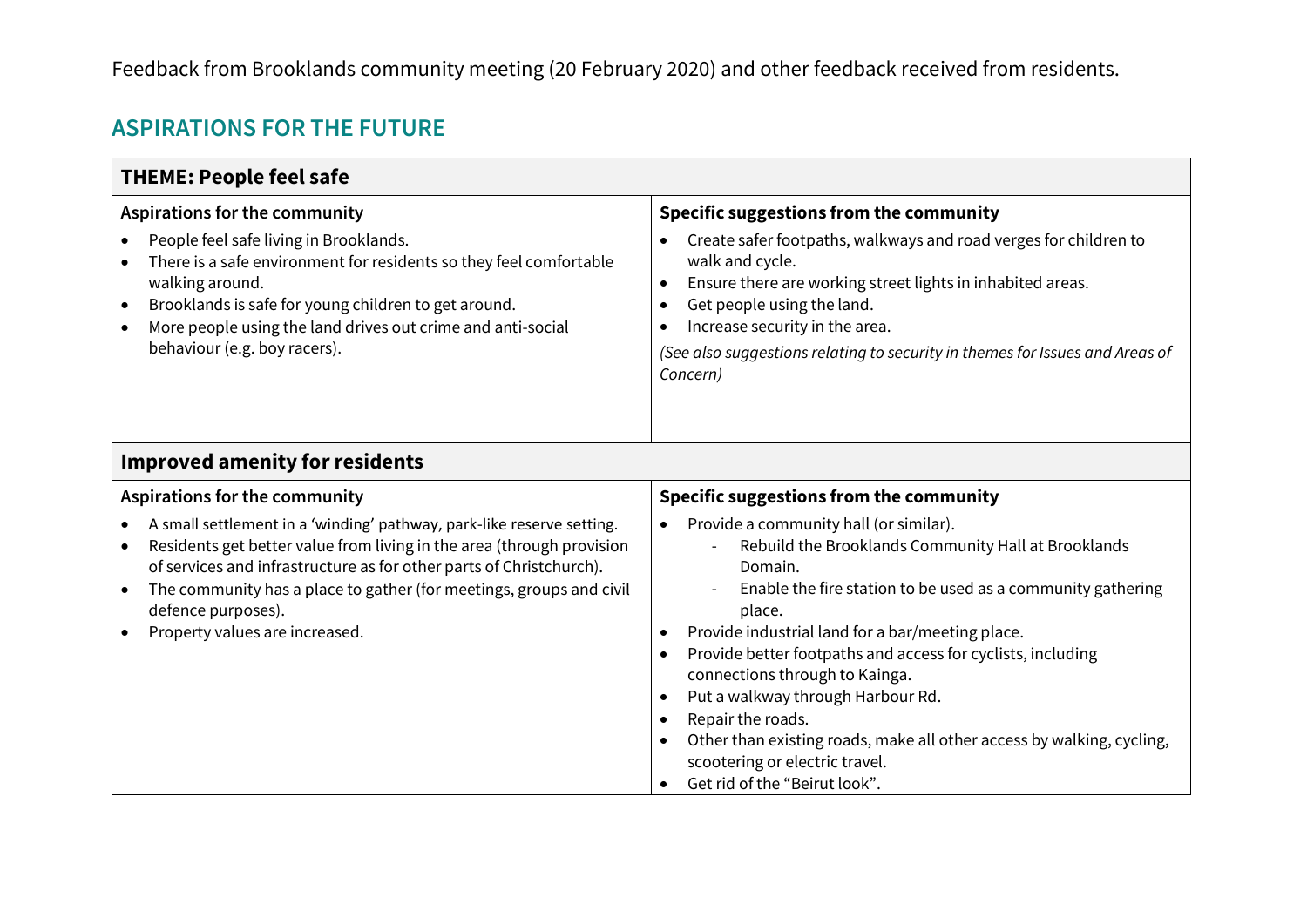Feedback from Brooklands community meeting (20 February 2020) and other feedback received from residents.

## ASPIRATIONS FOR THE FUTURE

| **THEME: People feel safe** | |
|---|---|
| **Aspirations for the community** | **Specific suggestions from the community** |
| • People feel safe living in Brooklands.<br>• There is a safe environment for residents so they feel comfortable walking around.<br>• Brooklands is safe for young children to get around.<br>• More people using the land drives out crime and anti-social behaviour (e.g. boy racers). | • Create safer footpaths, walkways and road verges for children to walk and cycle.<br>• Ensure there are working street lights in inhabited areas.<br>• Get people using the land.<br>• Increase security in the area.<br>*(See also suggestions relating to security in themes for Issues and Areas of Concern)* |

| **Improved amenity for residents** | |
|---|---|
| **Aspirations for the community** | **Specific suggestions from the community** |
| • A small settlement in a 'winding' pathway, park-like reserve setting.<br>• Residents get better value from living in the area (through provision of services and infrastructure as for other parts of Christchurch).<br>• The community has a place to gather (for meetings, groups and civil defence purposes).<br>• Property values are increased. | • Provide a community hall (or similar).<br>&nbsp;&nbsp;- Rebuild the Brooklands Community Hall at Brooklands Domain.<br>&nbsp;&nbsp;- Enable the fire station to be used as a community gathering place.<br>• Provide industrial land for a bar/meeting place.<br>• Provide better footpaths and access for cyclists, including connections through to Kainga.<br>• Put a walkway through Harbour Rd.<br>• Repair the roads.<br>• Other than existing roads, make all other access by walking, cycling, scootering or electric travel.<br>• Get rid of the "Beirut look". |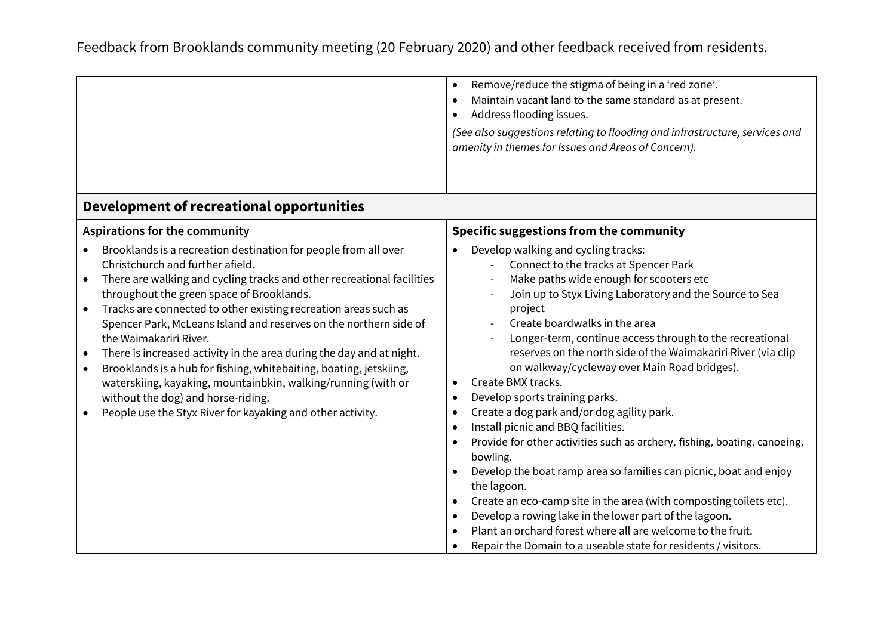Feedback from Brooklands community meeting (20 February 2020) and other feedback received from residents.

| | |
|---|---|
| | • Remove/reduce the stigma of being in a 'red zone'.<br>• Maintain vacant land to the same standard as at present.<br>• Address flooding issues.<br>*(See also suggestions relating to flooding and infrastructure, services and amenity in themes for Issues and Areas of Concern).* |
| **Development of recreational opportunities** | |
| **Aspirations for the community** | **Specific suggestions from the community** |
| • Brooklands is a recreation destination for people from all over Christchurch and further afield.<br>• There are walking and cycling tracks and other recreational facilities throughout the green space of Brooklands.<br>• Tracks are connected to other existing recreation areas such as Spencer Park, McLeans Island and reserves on the northern side of the Waimakariri River.<br>• There is increased activity in the area during the day and at night.<br>• Brooklands is a hub for fishing, whitebaiting, boating, jetskiing, waterskiing, kayaking, mountainbkin, walking/running (with or without the dog) and horse-riding.<br>• People use the Styx River for kayaking and other activity. | • Develop walking and cycling tracks:<br>  - Connect to the tracks at Spencer Park<br>  - Make paths wide enough for scooters etc<br>  - Join up to Styx Living Laboratory and the Source to Sea project<br>  - Create boardwalks in the area<br>  - Longer-term, continue access through to the recreational reserves on the north side of the Waimakariri River (via clip on walkway/cycleway over Main Road bridges).<br>• Create BMX tracks.<br>• Develop sports training parks.<br>• Create a dog park and/or dog agility park.<br>• Install picnic and BBQ facilities.<br>• Provide for other activities such as archery, fishing, boating, canoeing, bowling.<br>• Develop the boat ramp area so families can picnic, boat and enjoy the lagoon.<br>• Create an eco-camp site in the area (with composting toilets etc).<br>• Develop a rowing lake in the lower part of the lagoon.<br>• Plant an orchard forest where all are welcome to the fruit.<br>• Repair the Domain to a useable state for residents / visitors. |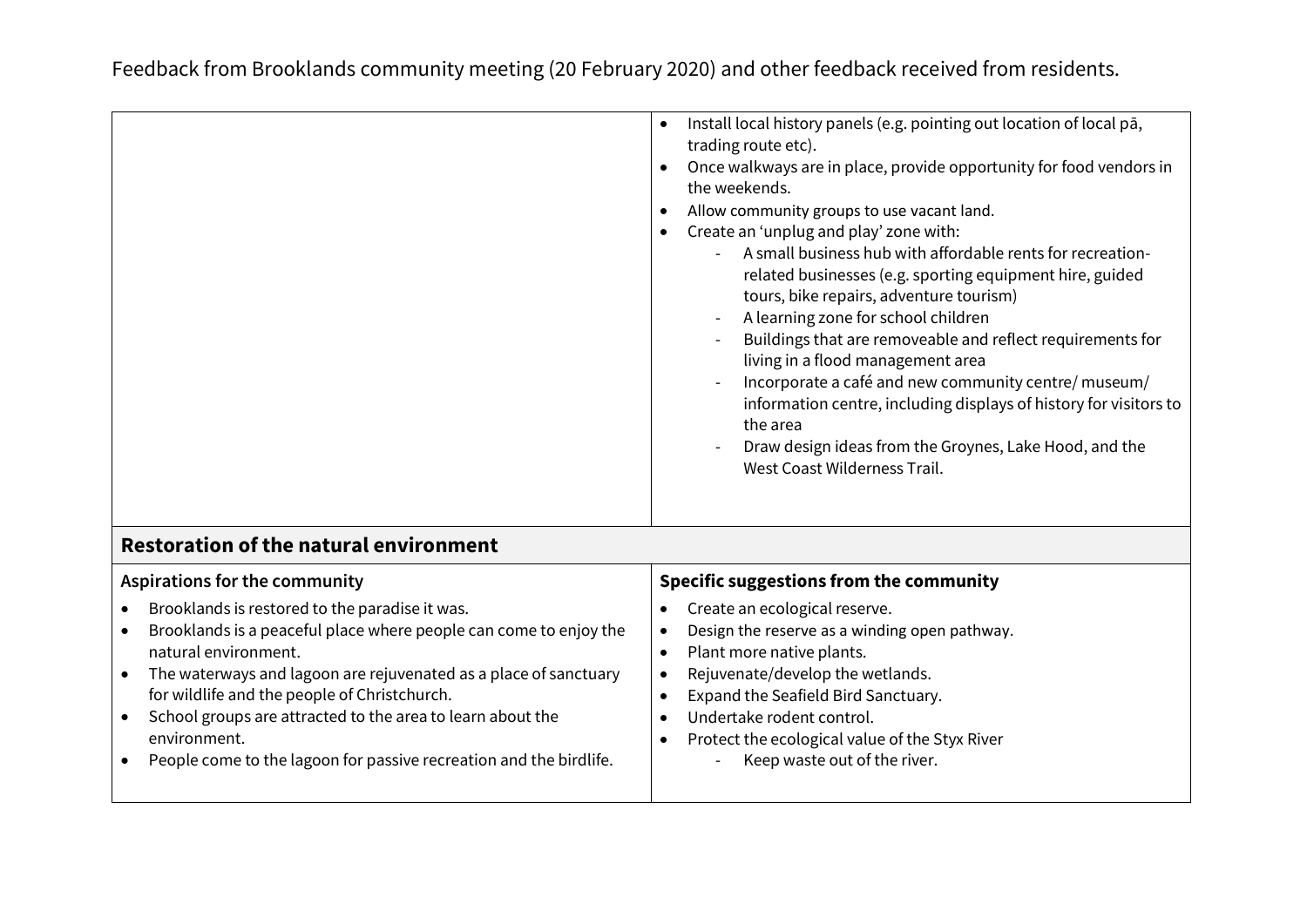Feedback from Brooklands community meeting (20 February 2020) and other feedback received from residents.

| | |
|---|---|
| | • Install local history panels (e.g. pointing out location of local pā, trading route etc).<br>• Once walkways are in place, provide opportunity for food vendors in the weekends.<br>• Allow community groups to use vacant land.<br>• Create an 'unplug and play' zone with:<br>&nbsp;&nbsp;&nbsp;- A small business hub with affordable rents for recreation-related businesses (e.g. sporting equipment hire, guided tours, bike repairs, adventure tourism)<br>&nbsp;&nbsp;&nbsp;- A learning zone for school children<br>&nbsp;&nbsp;&nbsp;- Buildings that are removeable and reflect requirements for living in a flood management area<br>&nbsp;&nbsp;&nbsp;- Incorporate a café and new community centre/ museum/ information centre, including displays of history for visitors to the area<br>&nbsp;&nbsp;&nbsp;- Draw design ideas from the Groynes, Lake Hood, and the West Coast Wilderness Trail. |
| **Restoration of the natural environment** | |
| **Aspirations for the community** | **Specific suggestions from the community** |
| • Brooklands is restored to the paradise it was.<br>• Brooklands is a peaceful place where people can come to enjoy the natural environment.<br>• The waterways and lagoon are rejuvenated as a place of sanctuary for wildlife and the people of Christchurch.<br>• School groups are attracted to the area to learn about the environment.<br>• People come to the lagoon for passive recreation and the birdlife. | • Create an ecological reserve.<br>• Design the reserve as a winding open pathway.<br>• Plant more native plants.<br>• Rejuvenate/develop the wetlands.<br>• Expand the Seafield Bird Sanctuary.<br>• Undertake rodent control.<br>• Protect the ecological value of the Styx River<br>&nbsp;&nbsp;&nbsp;- Keep waste out of the river. |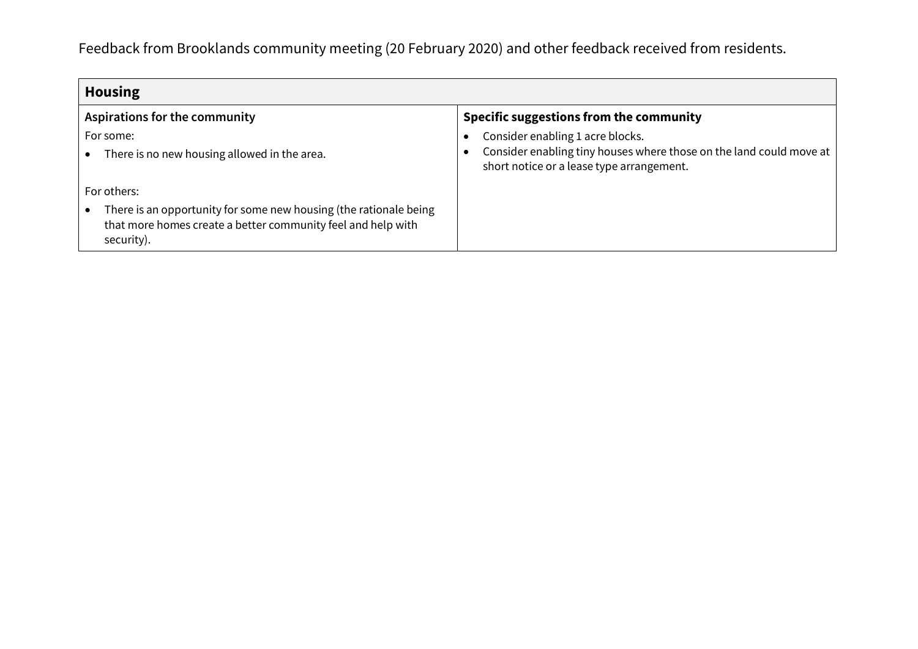Feedback from Brooklands community meeting (20 February 2020) and other feedback received from residents.

| **Housing** | |
|---|---|
| **Aspirations for the community**<br>For some:<br>• There is no new housing allowed in the area.<br><br>For others:<br>• There is an opportunity for some new housing (the rationale being that more homes create a better community feel and help with security). | **Specific suggestions from the community**<br>• Consider enabling 1 acre blocks.<br>• Consider enabling tiny houses where those on the land could move at short notice or a lease type arrangement. |